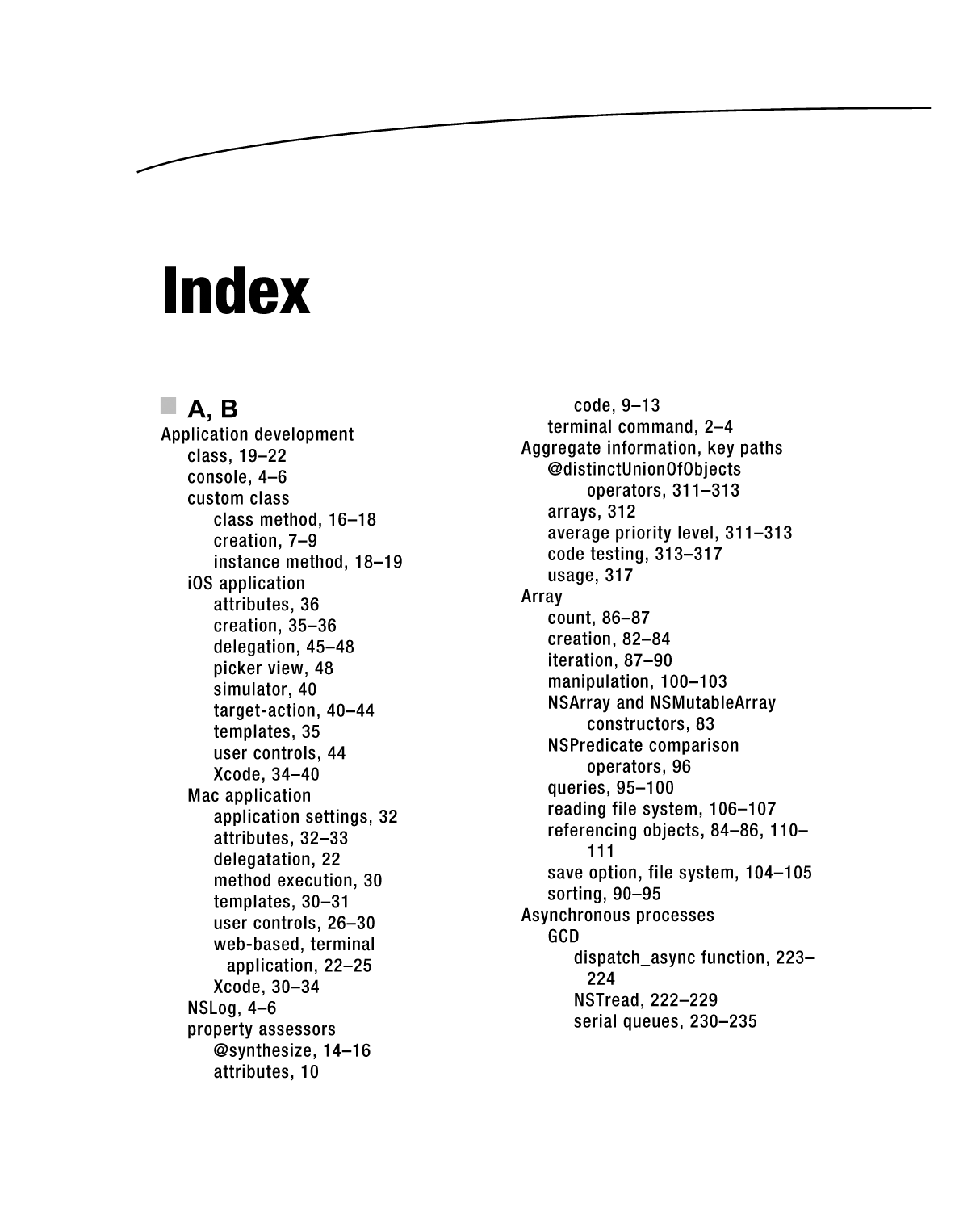# Index

## A, B

Application development
- class, 19–22
- console, 4–6
- custom class
    - class method, 16–18
    - creation, 7–9
    - instance method, 18–19
- iOS application
    - attributes, 36
    - creation, 35–36
    - delegation, 45–48
    - picker view, 48
    - simulator, 40
    - target-action, 40–44
    - templates, 35
    - user controls, 44
    - Xcode, 34–40
- Mac application
    - application settings, 32
    - attributes, 32–33
    - delegatation, 22
    - method execution, 30
    - templates, 30–31
    - user controls, 26–30
    - web-based, terminal application, 22–25
    - Xcode, 30–34
- NSLog, 4–6
- property assessors
    - @synthesize, 14–16
    - attributes, 10
    - code, 9–13
- terminal command, 2–4

Aggregate information, key paths
- @distinctUnionOfObjects operators, 311–313
- arrays, 312
- average priority level, 311–313
- code testing, 313–317
- usage, 317

Array
- count, 86–87
- creation, 82–84
- iteration, 87–90
- manipulation, 100–103
- NSArray and NSMutableArray constructors, 83
- NSPredicate comparison operators, 96
- queries, 95–100
- reading file system, 106–107
- referencing objects, 84–86, 110–111
- save option, file system, 104–105
- sorting, 90–95

Asynchronous processes
- GCD
    - dispatch_async function, 223–224
    - NSTread, 222–229
    - serial queues, 230–235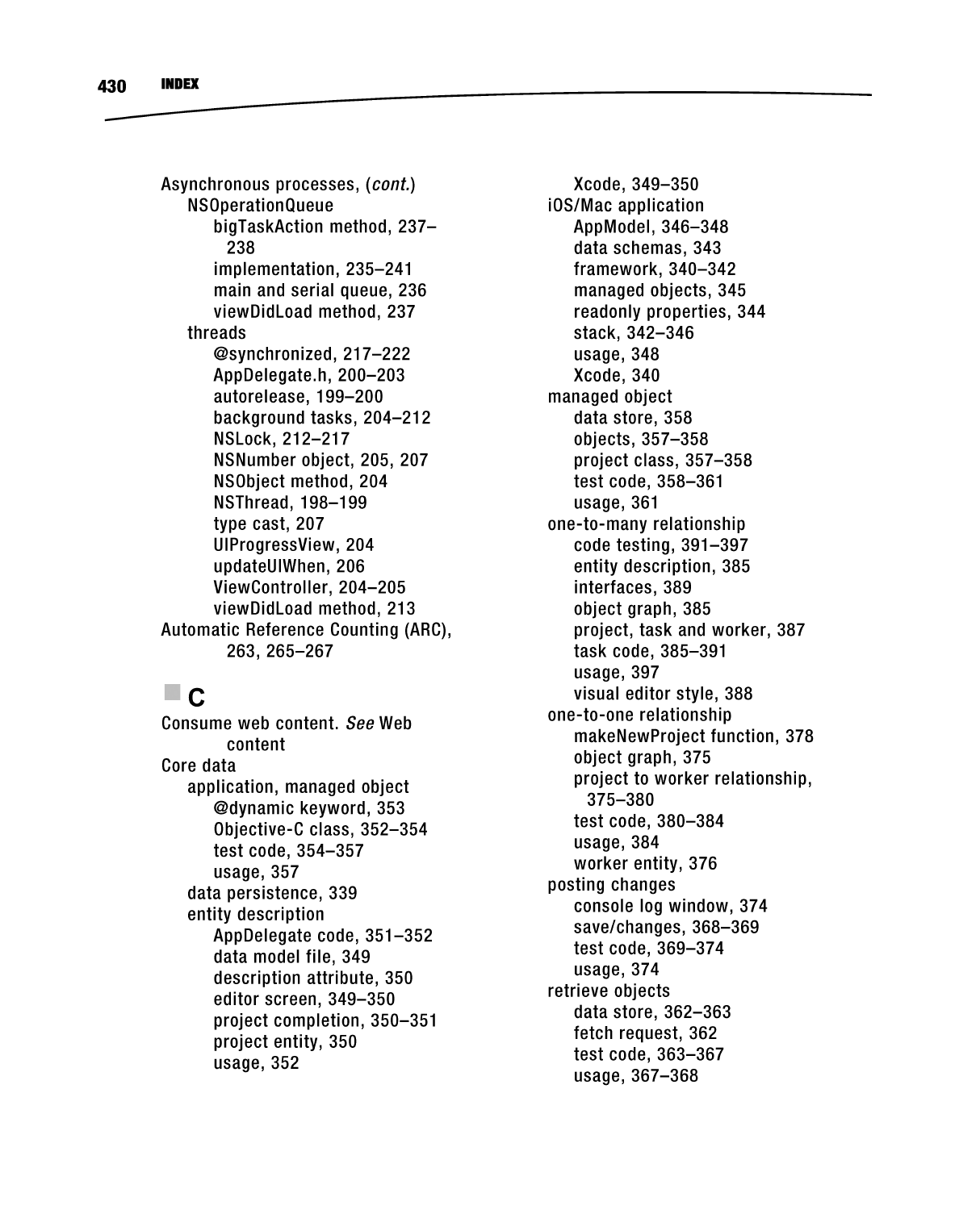Asynchronous processes, (*cont.*)
    NSOperationQueue
        bigTaskAction method, 237–238
        implementation, 235–241
        main and serial queue, 236
        viewDidLoad method, 237
    threads
        @synchronized, 217–222
        AppDelegate.h, 200–203
        autorelease, 199–200
        background tasks, 204–212
        NSLock, 212–217
        NSNumber object, 205, 207
        NSObject method, 204
        NSThread, 198–199
        type cast, 207
        UIProgressView, 204
        updateUIWhen, 206
        ViewController, 204–205
        viewDidLoad method, 213
Automatic Reference Counting (ARC), 263, 265–267

## C

Consume web content. *See* Web content
Core data
    application, managed object
        @dynamic keyword, 353
        Objective-C class, 352–354
        test code, 354–357
        usage, 357
    data persistence, 339
    entity description
        AppDelegate code, 351–352
        data model file, 349
        description attribute, 350
        editor screen, 349–350
        project completion, 350–351
        project entity, 350
        usage, 352
        Xcode, 349–350
    iOS/Mac application
        AppModel, 346–348
        data schemas, 343
        framework, 340–342
        managed objects, 345
        readonly properties, 344
        stack, 342–346
        usage, 348
        Xcode, 340
    managed object
        data store, 358
        objects, 357–358
        project class, 357–358
        test code, 358–361
        usage, 361
    one-to-many relationship
        code testing, 391–397
        entity description, 385
        interfaces, 389
        object graph, 385
        project, task and worker, 387
        task code, 385–391
        usage, 397
        visual editor style, 388
    one-to-one relationship
        makeNewProject function, 378
        object graph, 375
        project to worker relationship, 375–380
        test code, 380–384
        usage, 384
        worker entity, 376
    posting changes
        console log window, 374
        save/changes, 368–369
        test code, 369–374
        usage, 374
    retrieve objects
        data store, 362–363
        fetch request, 362
        test code, 363–367
        usage, 367–368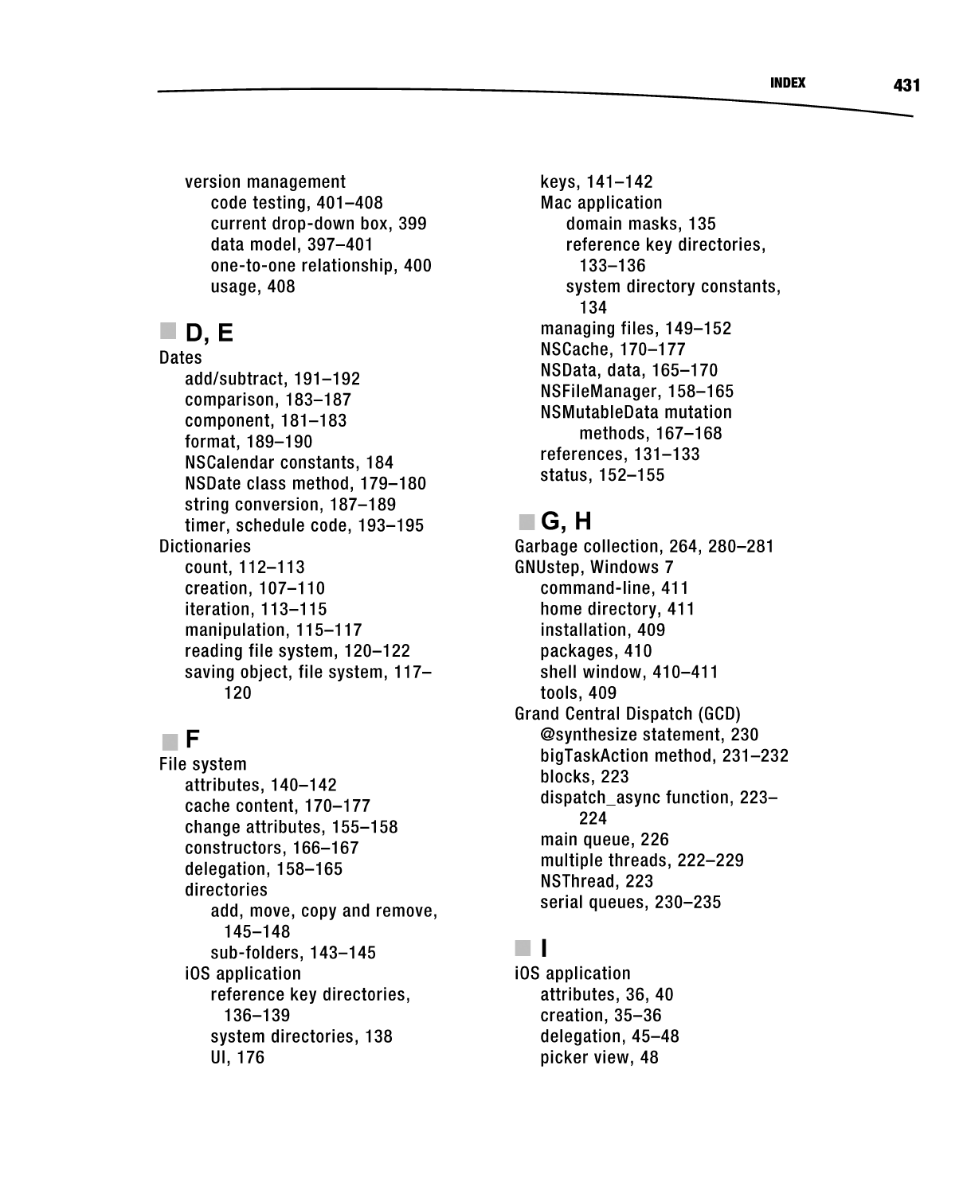- version management
  - code testing, 401–408
  - current drop-down box, 399
  - data model, 397–401
  - one-to-one relationship, 400
  - usage, 408

## D, E

- Dates
  - add/subtract, 191–192
  - comparison, 183–187
  - component, 181–183
  - format, 189–190
  - NSCalendar constants, 184
  - NSDate class method, 179–180
  - string conversion, 187–189
  - timer, schedule code, 193–195
- Dictionaries
  - count, 112–113
  - creation, 107–110
  - iteration, 113–115
  - manipulation, 115–117
  - reading file system, 120–122
  - saving object, file system, 117–120

## F

- File system
  - attributes, 140–142
  - cache content, 170–177
  - change attributes, 155–158
  - constructors, 166–167
  - delegation, 158–165
  - directories
    - add, move, copy and remove, 145–148
    - sub-folders, 143–145
  - iOS application
    - reference key directories, 136–139
    - system directories, 138
    - UI, 176
  - keys, 141–142
  - Mac application
    - domain masks, 135
    - reference key directories, 133–136
    - system directory constants, 134
  - managing files, 149–152
  - NSCache, 170–177
  - NSData, data, 165–170
  - NSFileManager, 158–165
  - NSMutableData mutation methods, 167–168
  - references, 131–133
  - status, 152–155

## G, H

- Garbage collection, 264, 280–281
- GNUstep, Windows 7
  - command-line, 411
  - home directory, 411
  - installation, 409
  - packages, 410
  - shell window, 410–411
  - tools, 409
- Grand Central Dispatch (GCD)
  - @synthesize statement, 230
  - bigTaskAction method, 231–232
  - blocks, 223
  - dispatch_async function, 223–224
  - main queue, 226
  - multiple threads, 222–229
  - NSThread, 223
  - serial queues, 230–235

## I

- iOS application
  - attributes, 36, 40
  - creation, 35–36
  - delegation, 45–48
  - picker view, 48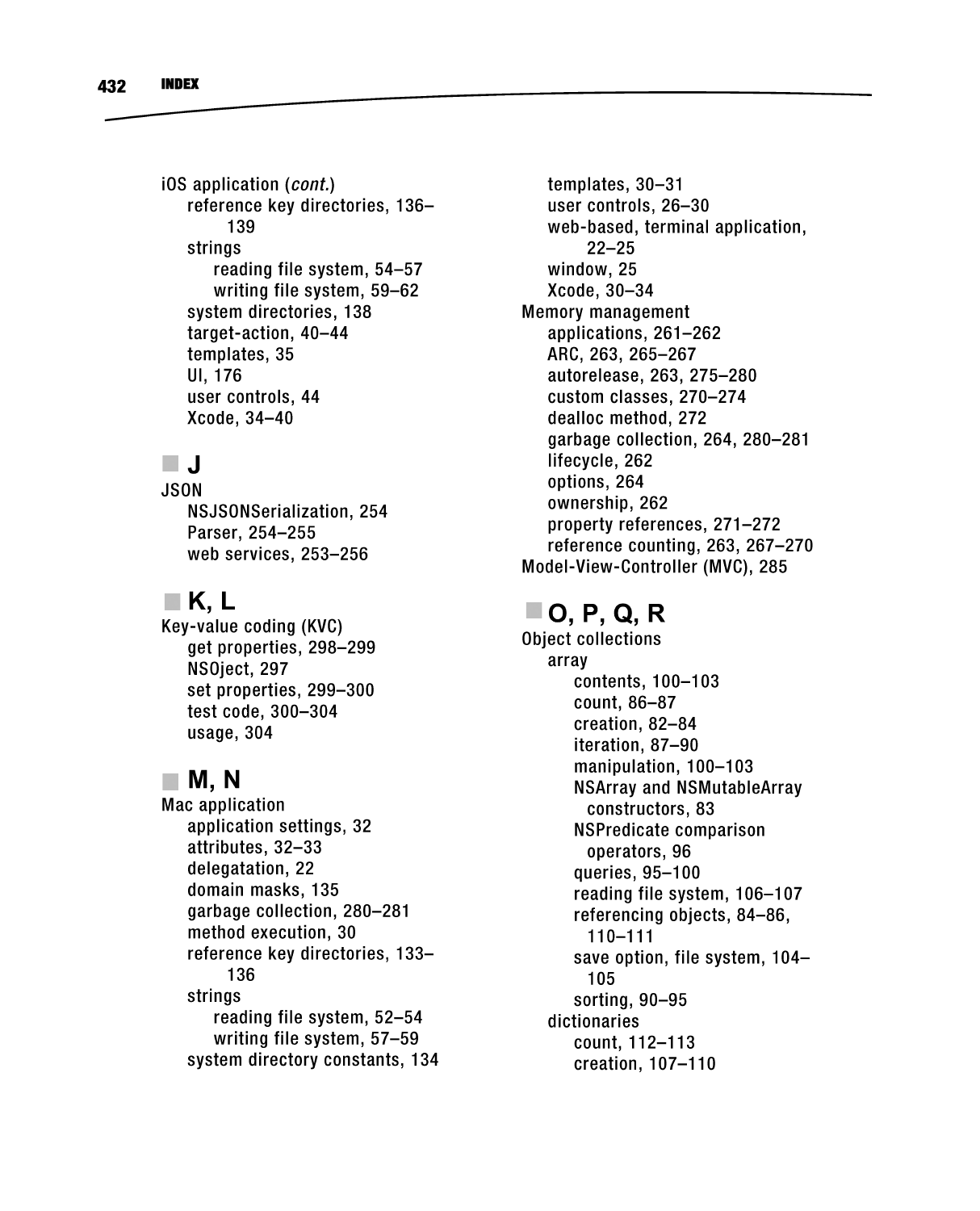iOS application (*cont.*)
- reference key directories, 136–139
- strings
  - reading file system, 54–57
  - writing file system, 59–62
- system directories, 138
- target-action, 40–44
- templates, 35
- UI, 176
- user controls, 44
- Xcode, 34–40

## J

JSON
- NSJSONSerialization, 254
- Parser, 254–255
- web services, 253–256

## K, L

Key-value coding (KVC)
- get properties, 298–299
- NSOject, 297
- set properties, 299–300
- test code, 300–304
- usage, 304

## M, N

Mac application
- application settings, 32
- attributes, 32–33
- delegatation, 22
- domain masks, 135
- garbage collection, 280–281
- method execution, 30
- reference key directories, 133–136
- strings
  - reading file system, 52–54
  - writing file system, 57–59
- system directory constants, 134
- templates, 30–31
- user controls, 26–30
- web-based, terminal application, 22–25
- window, 25
- Xcode, 30–34

Memory management
- applications, 261–262
- ARC, 263, 265–267
- autorelease, 263, 275–280
- custom classes, 270–274
- dealloc method, 272
- garbage collection, 264, 280–281
- lifecycle, 262
- options, 264
- ownership, 262
- property references, 271–272
- reference counting, 263, 267–270

Model-View-Controller (MVC), 285

## O, P, Q, R

Object collections
- array
  - contents, 100–103
  - count, 86–87
  - creation, 82–84
  - iteration, 87–90
  - manipulation, 100–103
  - NSArray and NSMutableArray constructors, 83
  - NSPredicate comparison operators, 96
  - queries, 95–100
  - reading file system, 106–107
  - referencing objects, 84–86, 110–111
  - save option, file system, 104–105
  - sorting, 90–95
- dictionaries
  - count, 112–113
  - creation, 107–110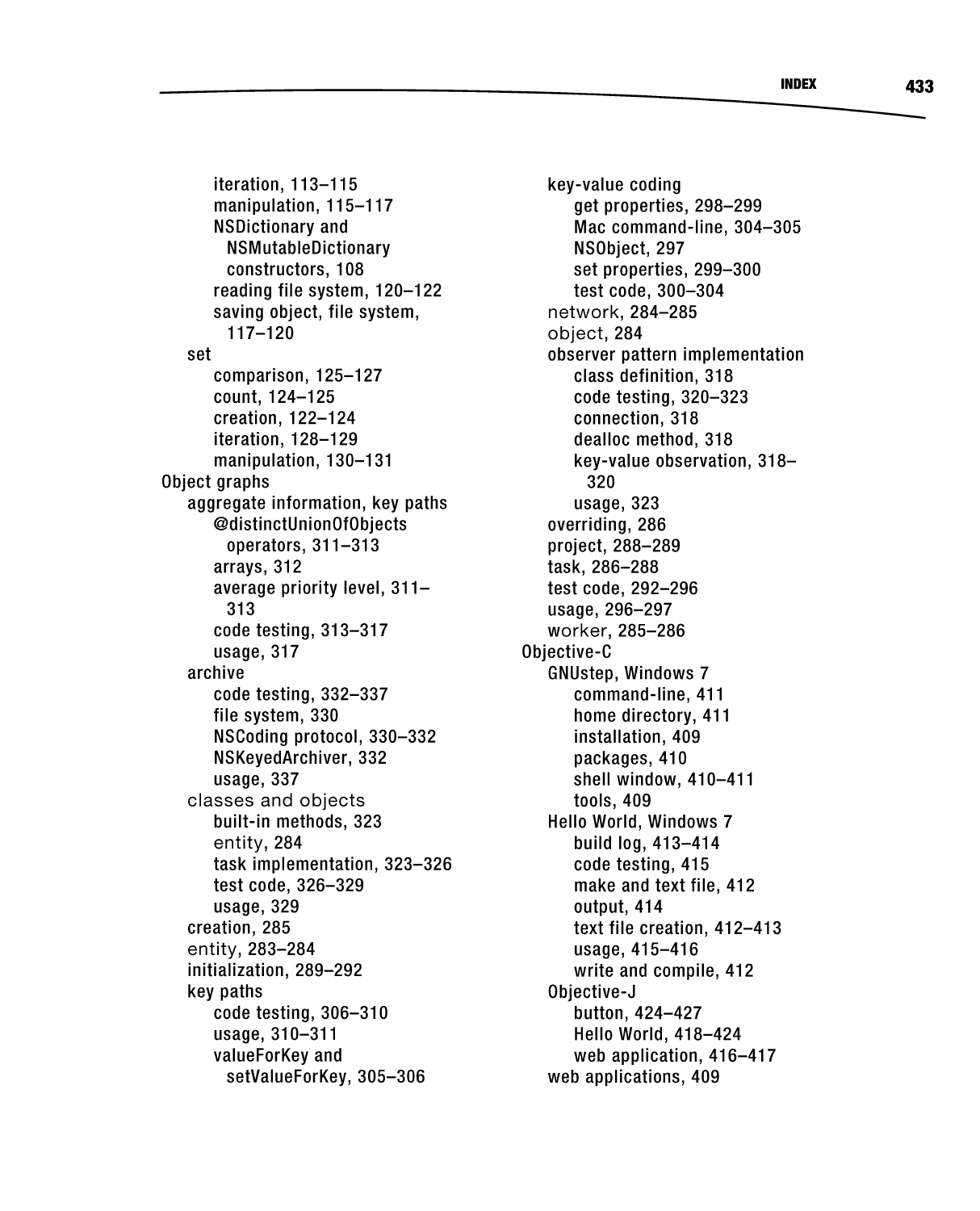- iteration, 113–115
  - manipulation, 115–117
  - NSDictionary and NSMutableDictionary constructors, 108
  - reading file system, 120–122
  - saving object, file system, 117–120
- set
  - comparison, 125–127
  - count, 124–125
  - creation, 122–124
  - iteration, 128–129
  - manipulation, 130–131

Object graphs
- aggregate information, key paths
  - @distinctUnionOfObjects operators, 311–313
  - arrays, 312
  - average priority level, 311–313
  - code testing, 313–317
  - usage, 317
- archive
  - code testing, 332–337
  - file system, 330
  - NSCoding protocol, 330–332
  - NSKeyedArchiver, 332
  - usage, 337
- classes and objects
  - built-in methods, 323
  - entity, 284
  - task implementation, 323–326
  - test code, 326–329
  - usage, 329
- creation, 285
- entity, 283–284
- initialization, 289–292
- key paths
  - code testing, 306–310
  - usage, 310–311
  - valueForKey and setValueForKey, 305–306
- key-value coding
  - get properties, 298–299
  - Mac command-line, 304–305
  - NSObject, 297
  - set properties, 299–300
  - test code, 300–304
- network, 284–285
- object, 284
- observer pattern implementation
  - class definition, 318
  - code testing, 320–323
  - connection, 318
  - dealloc method, 318
  - key-value observation, 318–320
  - usage, 323
- overriding, 286
- project, 288–289
- task, 286–288
- test code, 292–296
- usage, 296–297
- worker, 285–286

Objective-C
- GNUstep, Windows 7
  - command-line, 411
  - home directory, 411
  - installation, 409
  - packages, 410
  - shell window, 410–411
  - tools, 409
- Hello World, Windows 7
  - build log, 413–414
  - code testing, 415
  - make and text file, 412
  - output, 414
  - text file creation, 412–413
  - usage, 415–416
  - write and compile, 412
- Objective-J
  - button, 424–427
  - Hello World, 418–424
  - web application, 416–417
- web applications, 409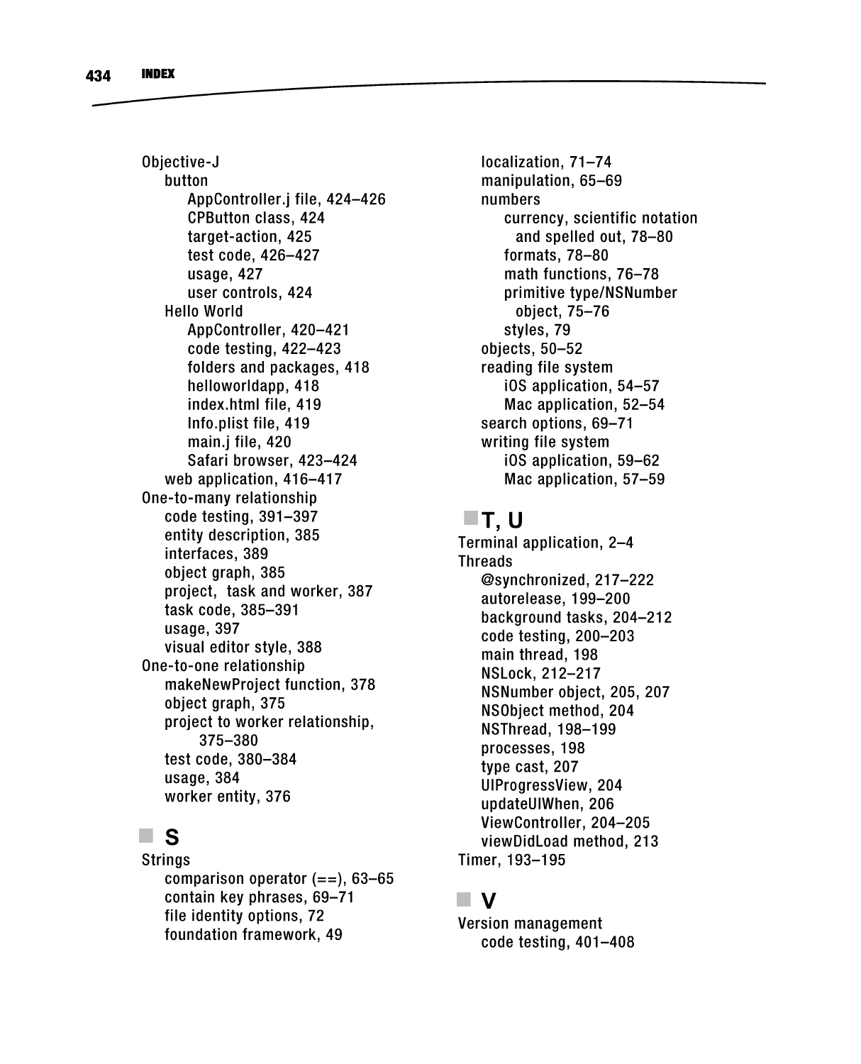Objective-J
- button
  - AppController.j file, 424–426
  - CPButton class, 424
  - target-action, 425
  - test code, 426–427
  - usage, 427
  - user controls, 424
- Hello World
  - AppController, 420–421
  - code testing, 422–423
  - folders and packages, 418
  - helloworldapp, 418
  - index.html file, 419
  - Info.plist file, 419
  - main.j file, 420
  - Safari browser, 423–424
- web application, 416–417

One-to-many relationship
- code testing, 391–397
- entity description, 385
- interfaces, 389
- object graph, 385
- project, task and worker, 387
- task code, 385–391
- usage, 397
- visual editor style, 388

One-to-one relationship
- makeNewProject function, 378
- object graph, 375
- project to worker relationship, 375–380
- test code, 380–384
- usage, 384
- worker entity, 376

## S

Strings
- comparison operator (==), 63–65
- contain key phrases, 69–71
- file identity options, 72
- foundation framework, 49
- localization, 71–74
- manipulation, 65–69
- numbers
  - currency, scientific notation and spelled out, 78–80
  - formats, 78–80
  - math functions, 76–78
  - primitive type/NSNumber object, 75–76
  - styles, 79
- objects, 50–52
- reading file system
  - iOS application, 54–57
  - Mac application, 52–54
- search options, 69–71
- writing file system
  - iOS application, 59–62
  - Mac application, 57–59

## T, U

Terminal application, 2–4

Threads
- @synchronized, 217–222
- autorelease, 199–200
- background tasks, 204–212
- code testing, 200–203
- main thread, 198
- NSLock, 212–217
- NSNumber object, 205, 207
- NSObject method, 204
- NSThread, 198–199
- processes, 198
- type cast, 207
- UIProgressView, 204
- updateUIWhen, 206
- ViewController, 204–205
- viewDidLoad method, 213

Timer, 193–195

## V

Version management
- code testing, 401–408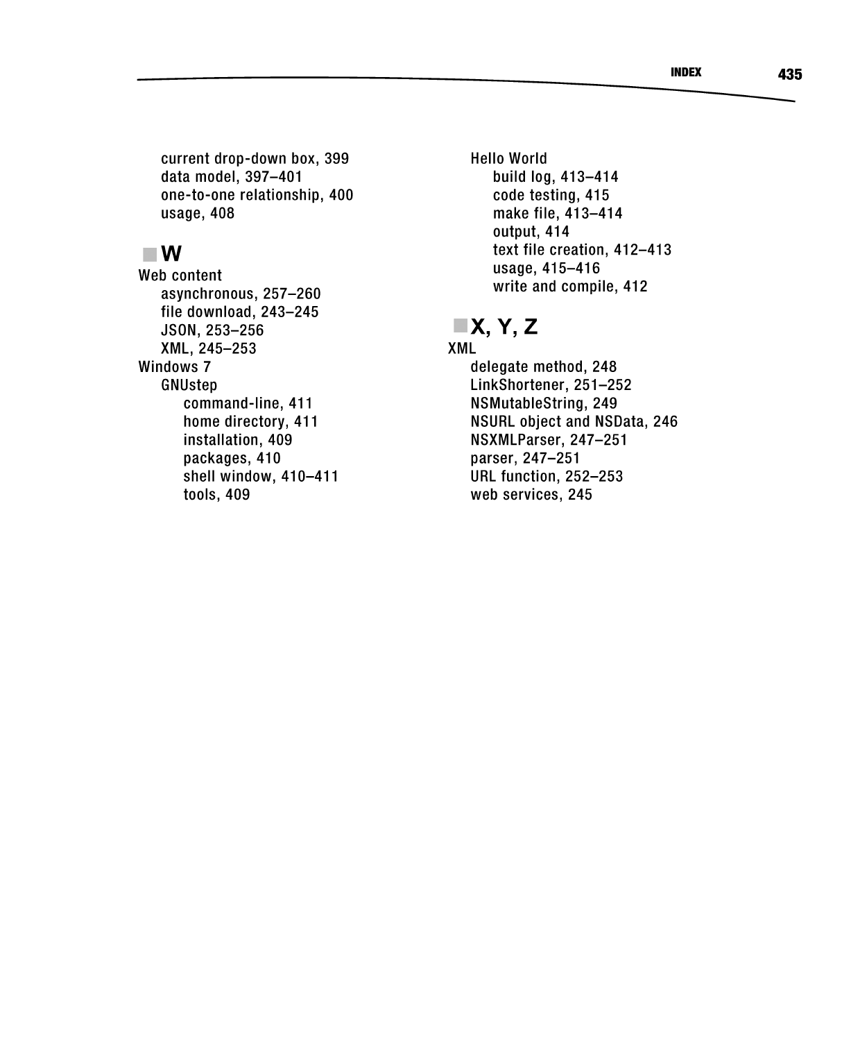- current drop-down box, 399
- data model, 397–401
- one-to-one relationship, 400
- usage, 408

## W

Web content
- asynchronous, 257–260
- file download, 243–245
- JSON, 253–256
- XML, 245–253

Windows 7
- GNUstep
  - command-line, 411
  - home directory, 411
  - installation, 409
  - packages, 410
  - shell window, 410–411
  - tools, 409
- Hello World
  - build log, 413–414
  - code testing, 415
  - make file, 413–414
  - output, 414
  - text file creation, 412–413
  - usage, 415–416
  - write and compile, 412

## X, Y, Z

XML
- delegate method, 248
- LinkShortener, 251–252
- NSMutableString, 249
- NSURL object and NSData, 246
- NSXMLParser, 247–251
- parser, 247–251
- URL function, 252–253
- web services, 245